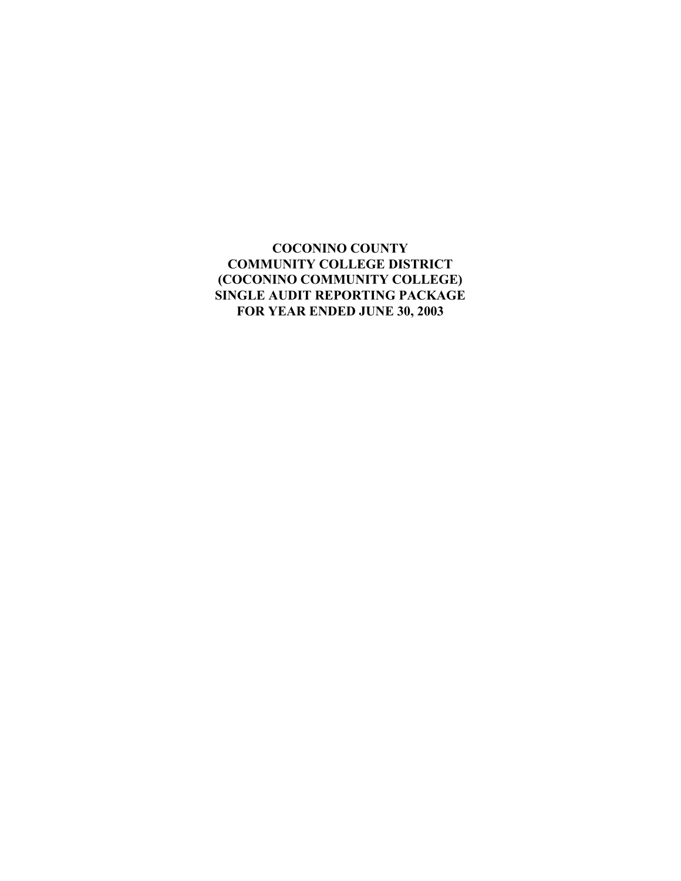# COCONINO COUNTY
# COMMUNITY COLLEGE DISTRICT
# (COCONINO COMMUNITY COLLEGE)
# SINGLE AUDIT REPORTING PACKAGE
# FOR YEAR ENDED JUNE 30, 2003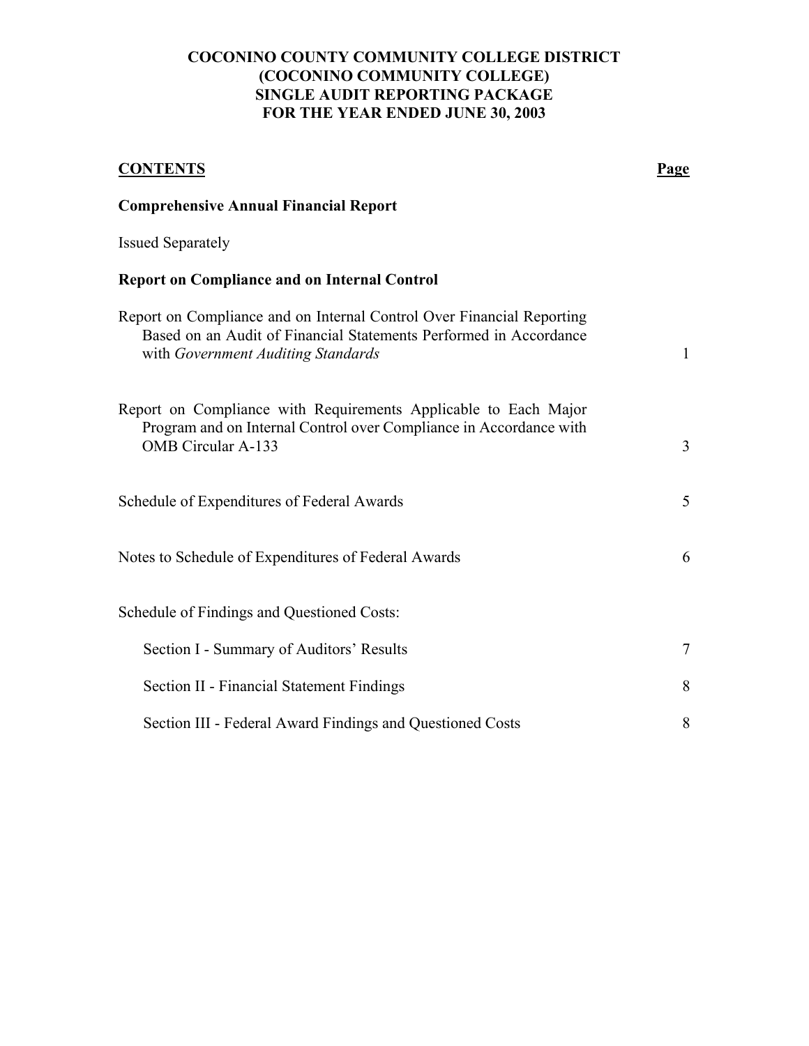# COCONINO COUNTY COMMUNITY COLLEGE DISTRICT
# (COCONINO COMMUNITY COLLEGE)
# SINGLE AUDIT REPORTING PACKAGE
# FOR THE YEAR ENDED JUNE 30, 2003

| CONTENTS | Page |
| --- | --- |
| **Comprehensive Annual Financial Report** | |
| Issued Separately | |
| **Report on Compliance and on Internal Control** | |
| Report on Compliance and on Internal Control Over Financial Reporting Based on an Audit of Financial Statements Performed in Accordance with *Government Auditing Standards* | 1 |
| Report on Compliance with Requirements Applicable to Each Major Program and on Internal Control over Compliance in Accordance with OMB Circular A-133 | 3 |
| Schedule of Expenditures of Federal Awards | 5 |
| Notes to Schedule of Expenditures of Federal Awards | 6 |
| Schedule of Findings and Questioned Costs: | |
| Section I - Summary of Auditors' Results | 7 |
| Section II - Financial Statement Findings | 8 |
| Section III - Federal Award Findings and Questioned Costs | 8 |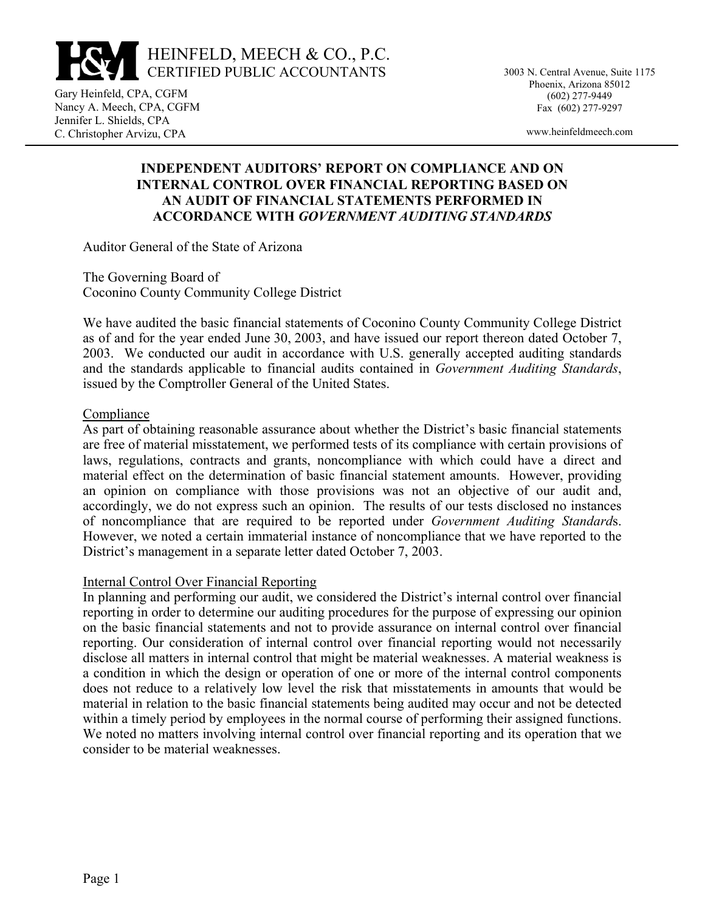# HEINFELD, MEECH & CO., P.C.
CERTIFIED PUBLIC ACCOUNTANTS

Gary Heinfeld, CPA, CGFM
Nancy A. Meech, CPA, CGFM
Jennifer L. Shields, CPA
C. Christopher Arvizu, CPA

3003 N. Central Avenue, Suite 1175
Phoenix, Arizona 85012
(602) 277-9449
Fax (602) 277-9297

www.heinfeldmeech.com

## INDEPENDENT AUDITORS' REPORT ON COMPLIANCE AND ON INTERNAL CONTROL OVER FINANCIAL REPORTING BASED ON AN AUDIT OF FINANCIAL STATEMENTS PERFORMED IN ACCORDANCE WITH *GOVERNMENT AUDITING STANDARDS*

Auditor General of the State of Arizona

The Governing Board of
Coconino County Community College District

We have audited the basic financial statements of Coconino County Community College District as of and for the year ended June 30, 2003, and have issued our report thereon dated October 7, 2003. We conducted our audit in accordance with U.S. generally accepted auditing standards and the standards applicable to financial audits contained in *Government Auditing Standards*, issued by the Comptroller General of the United States.

Compliance

As part of obtaining reasonable assurance about whether the District's basic financial statements are free of material misstatement, we performed tests of its compliance with certain provisions of laws, regulations, contracts and grants, noncompliance with which could have a direct and material effect on the determination of basic financial statement amounts. However, providing an opinion on compliance with those provisions was not an objective of our audit and, accordingly, we do not express such an opinion. The results of our tests disclosed no instances of noncompliance that are required to be reported under *Government Auditing Standards*. However, we noted a certain immaterial instance of noncompliance that we have reported to the District's management in a separate letter dated October 7, 2003.

Internal Control Over Financial Reporting

In planning and performing our audit, we considered the District's internal control over financial reporting in order to determine our auditing procedures for the purpose of expressing our opinion on the basic financial statements and not to provide assurance on internal control over financial reporting. Our consideration of internal control over financial reporting would not necessarily disclose all matters in internal control that might be material weaknesses. A material weakness is a condition in which the design or operation of one or more of the internal control components does not reduce to a relatively low level the risk that misstatements in amounts that would be material in relation to the basic financial statements being audited may occur and not be detected within a timely period by employees in the normal course of performing their assigned functions. We noted no matters involving internal control over financial reporting and its operation that we consider to be material weaknesses.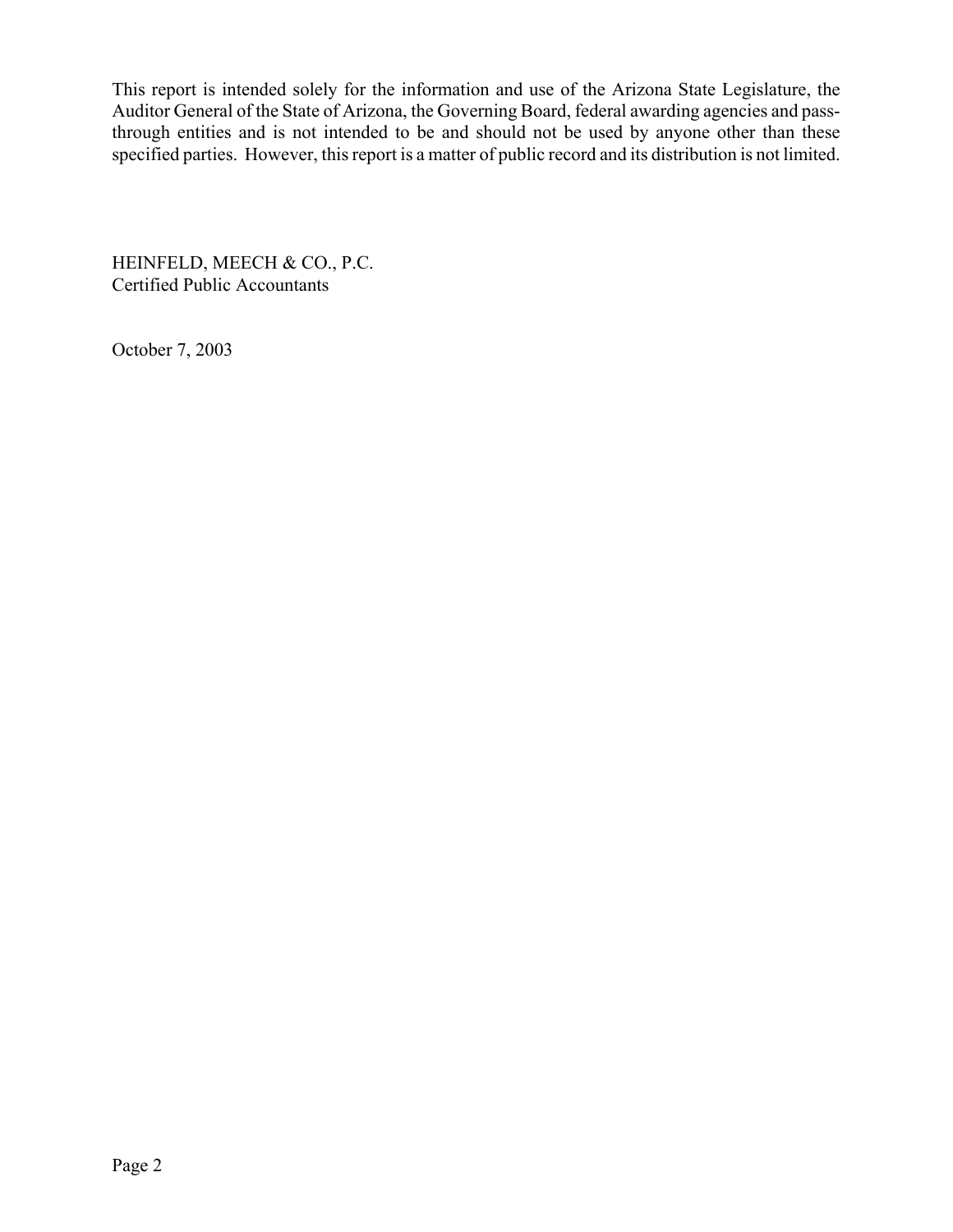This report is intended solely for the information and use of the Arizona State Legislature, the Auditor General of the State of Arizona, the Governing Board, federal awarding agencies and pass-through entities and is not intended to be and should not be used by anyone other than these specified parties. However, this report is a matter of public record and its distribution is not limited.

HEINFELD, MEECH & CO., P.C.
Certified Public Accountants

October 7, 2003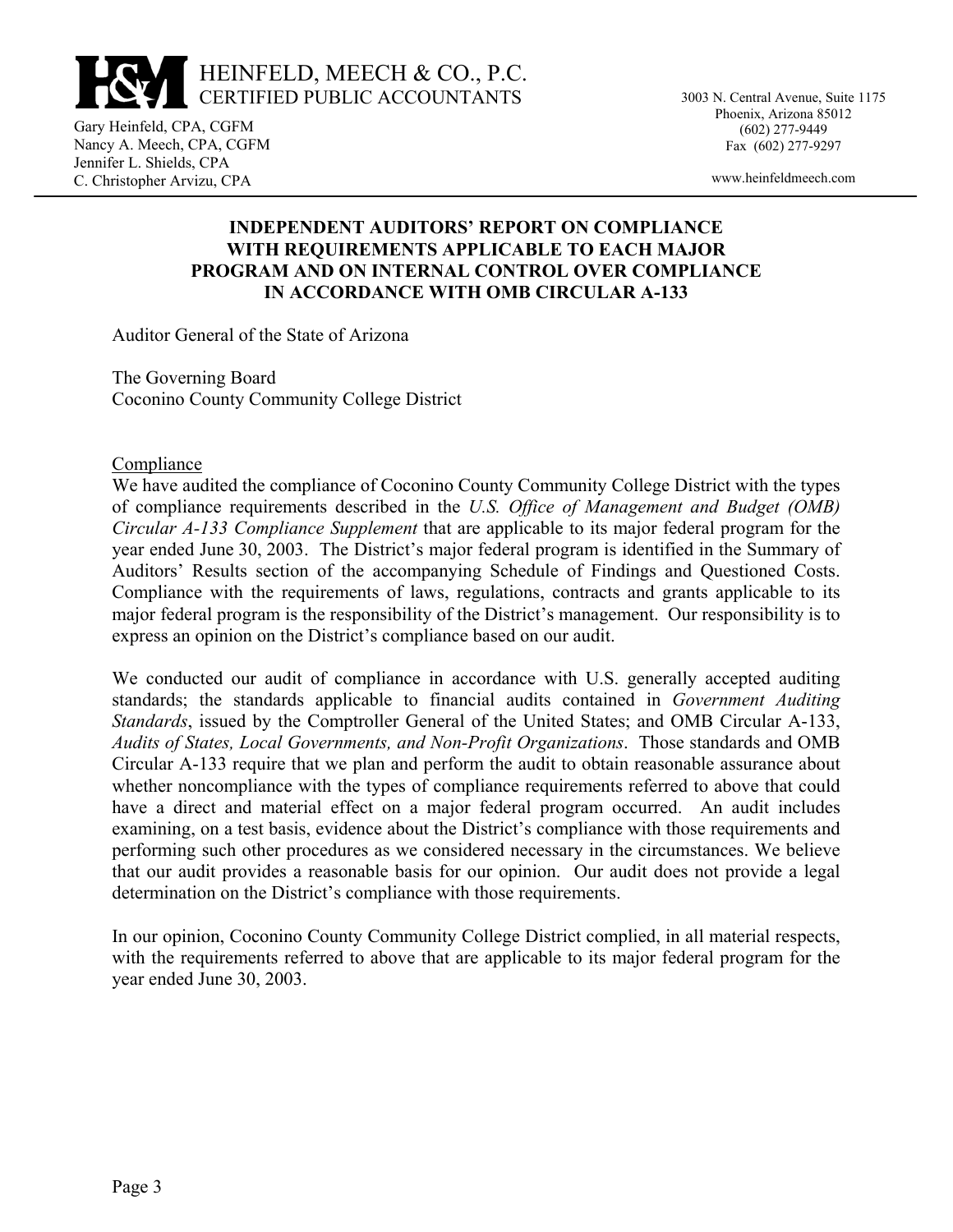HEINFELD, MEECH & CO., P.C.
CERTIFIED PUBLIC ACCOUNTANTS

Gary Heinfeld, CPA, CGFM
Nancy A. Meech, CPA, CGFM
Jennifer L. Shields, CPA
C. Christopher Arvizu, CPA

3003 N. Central Avenue, Suite 1175
Phoenix, Arizona 85012
(602) 277-9449
Fax (602) 277-9297

www.heinfeldmeech.com

## INDEPENDENT AUDITORS' REPORT ON COMPLIANCE WITH REQUIREMENTS APPLICABLE TO EACH MAJOR PROGRAM AND ON INTERNAL CONTROL OVER COMPLIANCE IN ACCORDANCE WITH OMB CIRCULAR A-133

Auditor General of the State of Arizona

The Governing Board
Coconino County Community College District

Compliance

We have audited the compliance of Coconino County Community College District with the types of compliance requirements described in the *U.S. Office of Management and Budget (OMB) Circular A-133 Compliance Supplement* that are applicable to its major federal program for the year ended June 30, 2003. The District's major federal program is identified in the Summary of Auditors' Results section of the accompanying Schedule of Findings and Questioned Costs. Compliance with the requirements of laws, regulations, contracts and grants applicable to its major federal program is the responsibility of the District's management. Our responsibility is to express an opinion on the District's compliance based on our audit.

We conducted our audit of compliance in accordance with U.S. generally accepted auditing standards; the standards applicable to financial audits contained in *Government Auditing Standards*, issued by the Comptroller General of the United States; and OMB Circular A-133, *Audits of States, Local Governments, and Non-Profit Organizations*. Those standards and OMB Circular A-133 require that we plan and perform the audit to obtain reasonable assurance about whether noncompliance with the types of compliance requirements referred to above that could have a direct and material effect on a major federal program occurred. An audit includes examining, on a test basis, evidence about the District's compliance with those requirements and performing such other procedures as we considered necessary in the circumstances. We believe that our audit provides a reasonable basis for our opinion. Our audit does not provide a legal determination on the District's compliance with those requirements.

In our opinion, Coconino County Community College District complied, in all material respects, with the requirements referred to above that are applicable to its major federal program for the year ended June 30, 2003.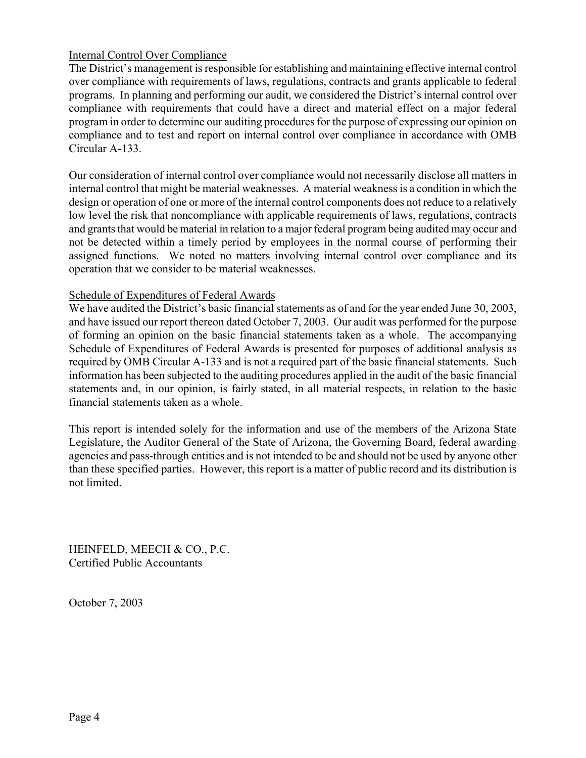Internal Control Over Compliance

The District's management is responsible for establishing and maintaining effective internal control over compliance with requirements of laws, regulations, contracts and grants applicable to federal programs. In planning and performing our audit, we considered the District's internal control over compliance with requirements that could have a direct and material effect on a major federal program in order to determine our auditing procedures for the purpose of expressing our opinion on compliance and to test and report on internal control over compliance in accordance with OMB Circular A-133.

Our consideration of internal control over compliance would not necessarily disclose all matters in internal control that might be material weaknesses. A material weakness is a condition in which the design or operation of one or more of the internal control components does not reduce to a relatively low level the risk that noncompliance with applicable requirements of laws, regulations, contracts and grants that would be material in relation to a major federal program being audited may occur and not be detected within a timely period by employees in the normal course of performing their assigned functions. We noted no matters involving internal control over compliance and its operation that we consider to be material weaknesses.

Schedule of Expenditures of Federal Awards

We have audited the District's basic financial statements as of and for the year ended June 30, 2003, and have issued our report thereon dated October 7, 2003. Our audit was performed for the purpose of forming an opinion on the basic financial statements taken as a whole. The accompanying Schedule of Expenditures of Federal Awards is presented for purposes of additional analysis as required by OMB Circular A-133 and is not a required part of the basic financial statements. Such information has been subjected to the auditing procedures applied in the audit of the basic financial statements and, in our opinion, is fairly stated, in all material respects, in relation to the basic financial statements taken as a whole.

This report is intended solely for the information and use of the members of the Arizona State Legislature, the Auditor General of the State of Arizona, the Governing Board, federal awarding agencies and pass-through entities and is not intended to be and should not be used by anyone other than these specified parties. However, this report is a matter of public record and its distribution is not limited.

HEINFELD, MEECH & CO., P.C.
Certified Public Accountants

October 7, 2003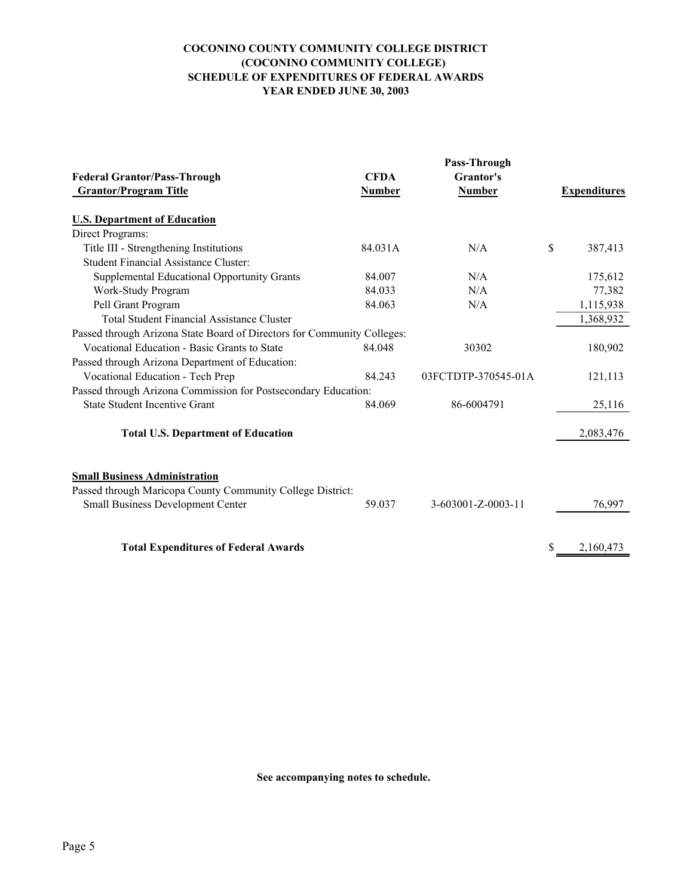# COCONINO COUNTY COMMUNITY COLLEGE DISTRICT
## (COCONINO COMMUNITY COLLEGE)
## SCHEDULE OF EXPENDITURES OF FEDERAL AWARDS
## YEAR ENDED JUNE 30, 2003

| Federal Grantor/Pass-Through Grantor/Program Title | CFDA Number | Pass-Through Grantor's Number | Expenditures |
|---|---|---|---|
| **U.S. Department of Education** | | | |
| Direct Programs: | | | |
| Title III - Strengthening Institutions | 84.031A | N/A | $ 387,413 |
| Student Financial Assistance Cluster: | | | |
| Supplemental Educational Opportunity Grants | 84.007 | N/A | 175,612 |
| Work-Study Program | 84.033 | N/A | 77,382 |
| Pell Grant Program | 84.063 | N/A | 1,115,938 |
| Total Student Financial Assistance Cluster | | | 1,368,932 |
| Passed through Arizona State Board of Directors for Community Colleges: | | | |
| Vocational Education - Basic Grants to State | 84.048 | 30302 | 180,902 |
| Passed through Arizona Department of Education: | | | |
| Vocational Education - Tech Prep | 84.243 | 03FCTDTP-370545-01A | 121,113 |
| Passed through Arizona Commission for Postsecondary Education: | | | |
| State Student Incentive Grant | 84.069 | 86-6004791 | 25,116 |
| **Total U.S. Department of Education** | | | 2,083,476 |
| **Small Business Administration** | | | |
| Passed through Maricopa County Community College District: | | | |
| Small Business Development Center | 59.037 | 3-603001-Z-0003-11 | 76,997 |
| **Total Expenditures of Federal Awards** | | | $ 2,160,473 |

**See accompanying notes to schedule.**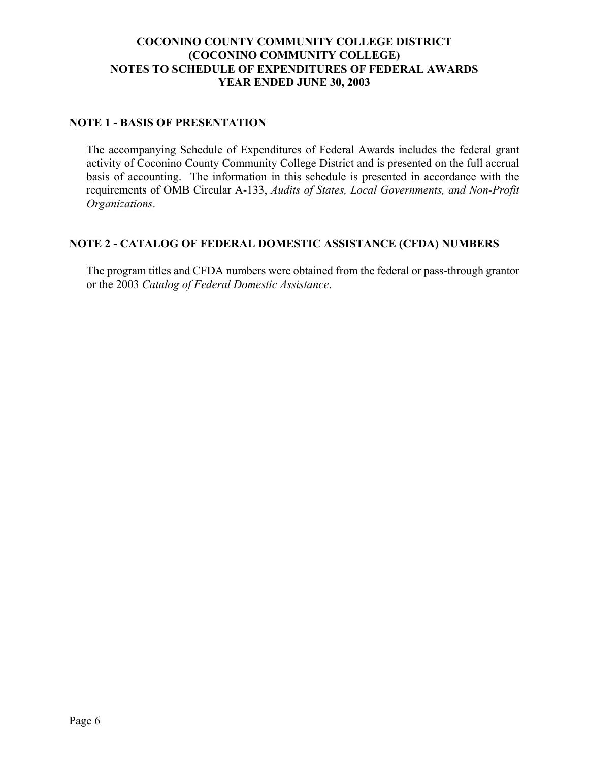# COCONINO COUNTY COMMUNITY COLLEGE DISTRICT
# (COCONINO COMMUNITY COLLEGE)
# NOTES TO SCHEDULE OF EXPENDITURES OF FEDERAL AWARDS
# YEAR ENDED JUNE 30, 2003

## NOTE 1 - BASIS OF PRESENTATION

The accompanying Schedule of Expenditures of Federal Awards includes the federal grant activity of Coconino County Community College District and is presented on the full accrual basis of accounting. The information in this schedule is presented in accordance with the requirements of OMB Circular A-133, *Audits of States, Local Governments, and Non-Profit Organizations*.

## NOTE 2 - CATALOG OF FEDERAL DOMESTIC ASSISTANCE (CFDA) NUMBERS

The program titles and CFDA numbers were obtained from the federal or pass-through grantor or the 2003 *Catalog of Federal Domestic Assistance*.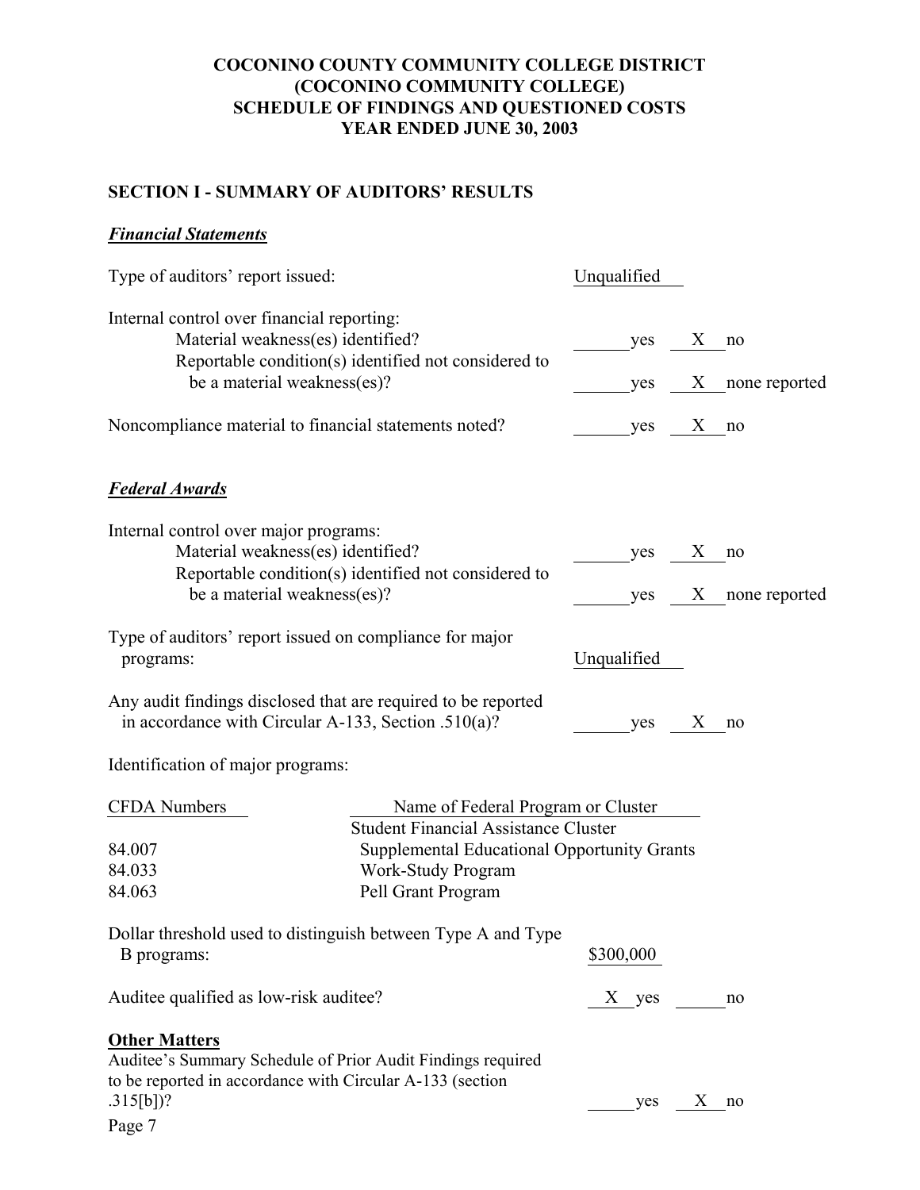# COCONINO COUNTY COMMUNITY COLLEGE DISTRICT
# (COCONINO COMMUNITY COLLEGE)
# SCHEDULE OF FINDINGS AND QUESTIONED COSTS
# YEAR ENDED JUNE 30, 2003

## SECTION I - SUMMARY OF AUDITORS' RESULTS

### *Financial Statements*

Type of auditors' report issued: Unqualified

Internal control over financial reporting:

- Material weakness(es) identified? ____ yes  X  no
- Reportable condition(s) identified not considered to be a material weakness(es)? ____ yes  X  none reported

Noncompliance material to financial statements noted? ____ yes  X  no

### *Federal Awards*

Internal control over major programs:

- Material weakness(es) identified? ____ yes  X  no
- Reportable condition(s) identified not considered to be a material weakness(es)? ____ yes  X  none reported

Type of auditors' report issued on compliance for major programs: Unqualified

Any audit findings disclosed that are required to be reported in accordance with Circular A-133, Section .510(a)? ____ yes  X  no

Identification of major programs:

| CFDA Numbers | Name of Federal Program or Cluster |
|---|---|
| | Student Financial Assistance Cluster |
| 84.007 | Supplemental Educational Opportunity Grants |
| 84.033 | Work-Study Program |
| 84.063 | Pell Grant Program |

Dollar threshold used to distinguish between Type A and Type B programs: $300,000

Auditee qualified as low-risk auditee?  X  yes ____ no

**Other Matters**

Auditee's Summary Schedule of Prior Audit Findings required to be reported in accordance with Circular A-133 (section .315[b])? ____ yes  X  no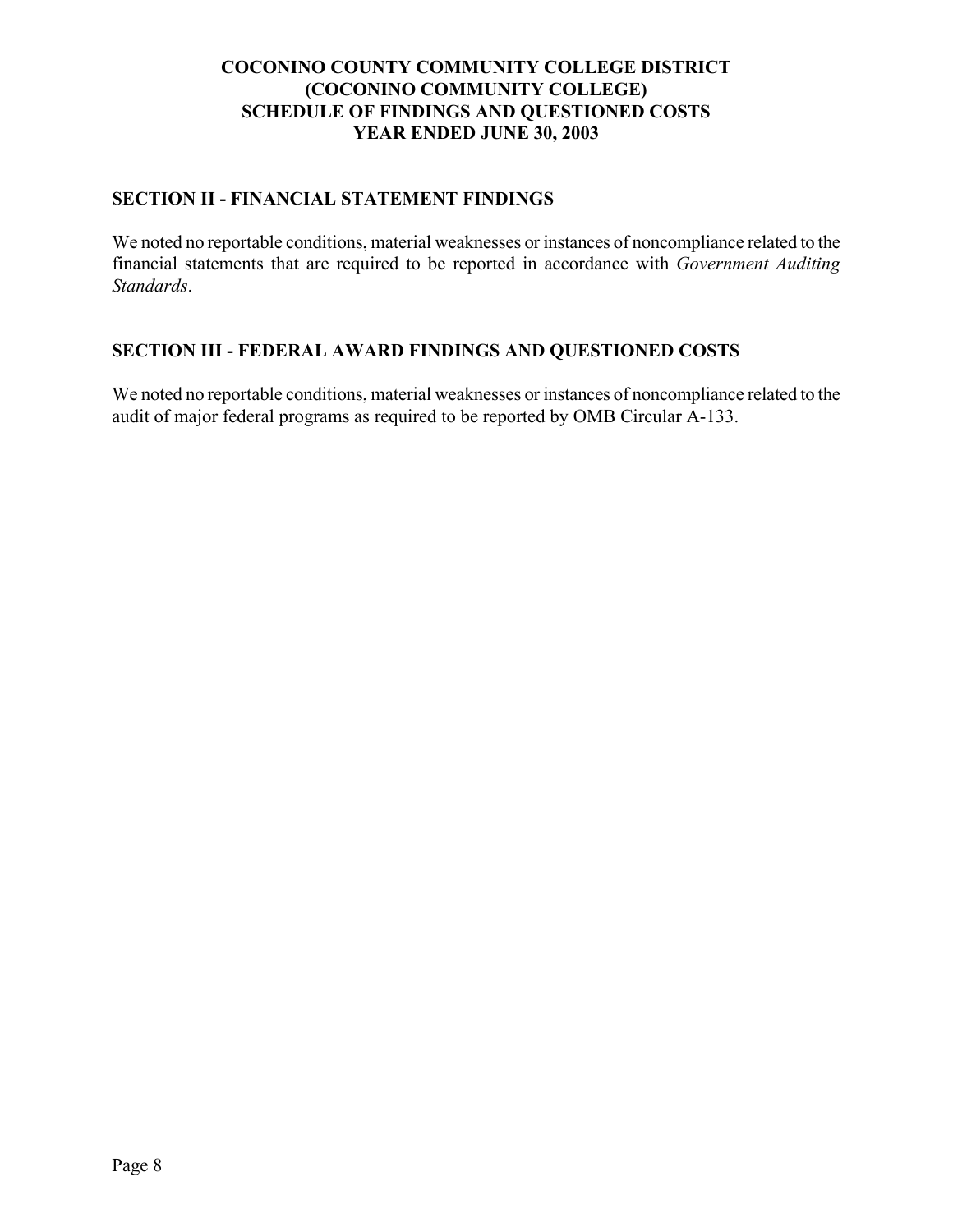# COCONINO COUNTY COMMUNITY COLLEGE DISTRICT
# (COCONINO COMMUNITY COLLEGE)
# SCHEDULE OF FINDINGS AND QUESTIONED COSTS
# YEAR ENDED JUNE 30, 2003

## SECTION II - FINANCIAL STATEMENT FINDINGS

We noted no reportable conditions, material weaknesses or instances of noncompliance related to the financial statements that are required to be reported in accordance with *Government Auditing Standards*.

## SECTION III - FEDERAL AWARD FINDINGS AND QUESTIONED COSTS

We noted no reportable conditions, material weaknesses or instances of noncompliance related to the audit of major federal programs as required to be reported by OMB Circular A-133.